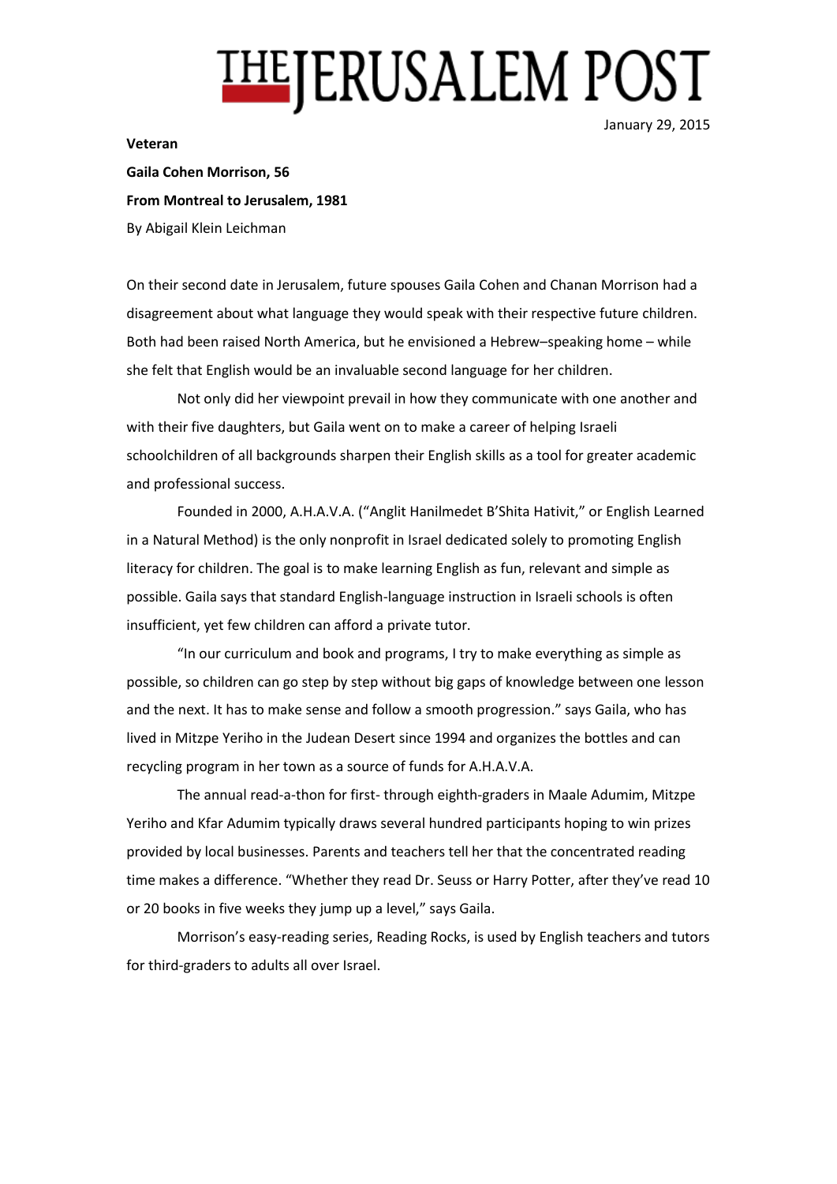# THE JERUSALEM POST

January 29, 2015

**Veteran**

**Gaila Cohen Morrison, 56**

**From Montreal to Jerusalem, 1981**

By Abigail Klein Leichman

On their second date in Jerusalem, future spouses Gaila Cohen and Chanan Morrison had a disagreement about what language they would speak with their respective future children. Both had been raised North America, but he envisioned a Hebrew–speaking home – while she felt that English would be an invaluable second language for her children.

Not only did her viewpoint prevail in how they communicate with one another and with their five daughters, but Gaila went on to make a career of helping Israeli schoolchildren of all backgrounds sharpen their English skills as a tool for greater academic and professional success.

Founded in 2000, A.H.A.V.A. ("Anglit Hanilmedet B'Shita Hativit," or English Learned in a Natural Method) is the only nonprofit in Israel dedicated solely to promoting English literacy for children. The goal is to make learning English as fun, relevant and simple as possible. Gaila says that standard English-language instruction in Israeli schools is often insufficient, yet few children can afford a private tutor.

"In our curriculum and book and programs, I try to make everything as simple as possible, so children can go step by step without big gaps of knowledge between one lesson and the next. It has to make sense and follow a smooth progression." says Gaila, who has lived in Mitzpe Yeriho in the Judean Desert since 1994 and organizes the bottles and can recycling program in her town as a source of funds for A.H.A.V.A.

The annual read-a-thon for first- through eighth-graders in Maale Adumim, Mitzpe Yeriho and Kfar Adumim typically draws several hundred participants hoping to win prizes provided by local businesses. Parents and teachers tell her that the concentrated reading time makes a difference. "Whether they read Dr. Seuss or Harry Potter, after they've read 10 or 20 books in five weeks they jump up a level," says Gaila.

Morrison's easy-reading series, Reading Rocks, is used by English teachers and tutors for third-graders to adults all over Israel.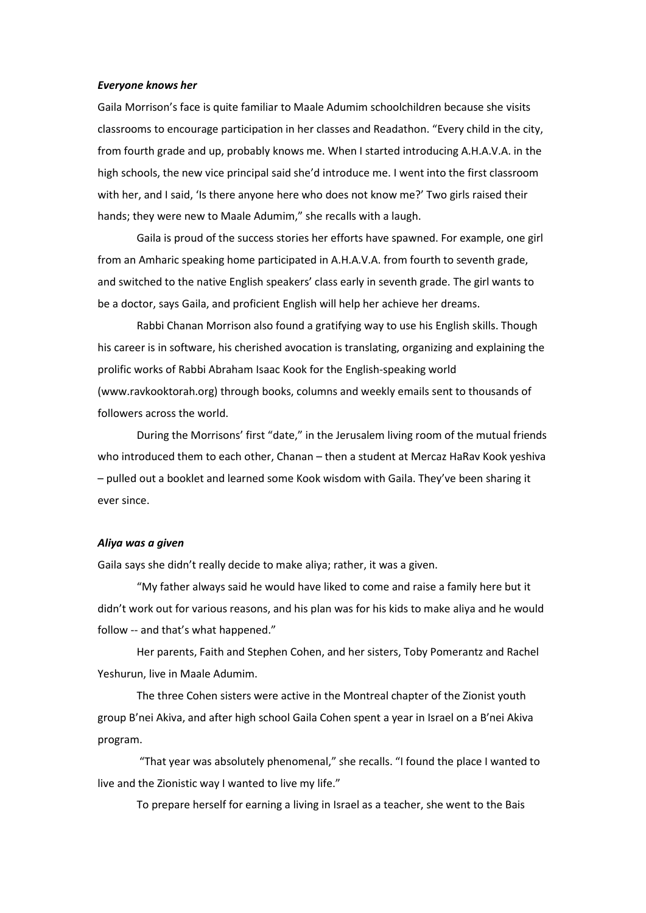***Everyone knows her***

Gaila Morrison's face is quite familiar to Maale Adumim schoolchildren because she visits classrooms to encourage participation in her classes and Readathon. "Every child in the city, from fourth grade and up, probably knows me. When I started introducing A.H.A.V.A. in the high schools, the new vice principal said she'd introduce me. I went into the first classroom with her, and I said, 'Is there anyone here who does not know me?' Two girls raised their hands; they were new to Maale Adumim," she recalls with a laugh.

Gaila is proud of the success stories her efforts have spawned. For example, one girl from an Amharic speaking home participated in A.H.A.V.A. from fourth to seventh grade, and switched to the native English speakers' class early in seventh grade. The girl wants to be a doctor, says Gaila, and proficient English will help her achieve her dreams.

Rabbi Chanan Morrison also found a gratifying way to use his English skills. Though his career is in software, his cherished avocation is translating, organizing and explaining the prolific works of Rabbi Abraham Isaac Kook for the English-speaking world (www.ravkooktorah.org) through books, columns and weekly emails sent to thousands of followers across the world.

During the Morrisons' first "date," in the Jerusalem living room of the mutual friends who introduced them to each other, Chanan – then a student at Mercaz HaRav Kook yeshiva – pulled out a booklet and learned some Kook wisdom with Gaila. They've been sharing it ever since.

***Aliya was a given***

Gaila says she didn't really decide to make aliya; rather, it was a given.

"My father always said he would have liked to come and raise a family here but it didn't work out for various reasons, and his plan was for his kids to make aliya and he would follow -- and that's what happened."

Her parents, Faith and Stephen Cohen, and her sisters, Toby Pomerantz and Rachel Yeshurun, live in Maale Adumim.

The three Cohen sisters were active in the Montreal chapter of the Zionist youth group B'nei Akiva, and after high school Gaila Cohen spent a year in Israel on a B'nei Akiva program.

"That year was absolutely phenomenal," she recalls. "I found the place I wanted to live and the Zionistic way I wanted to live my life."

To prepare herself for earning a living in Israel as a teacher, she went to the Bais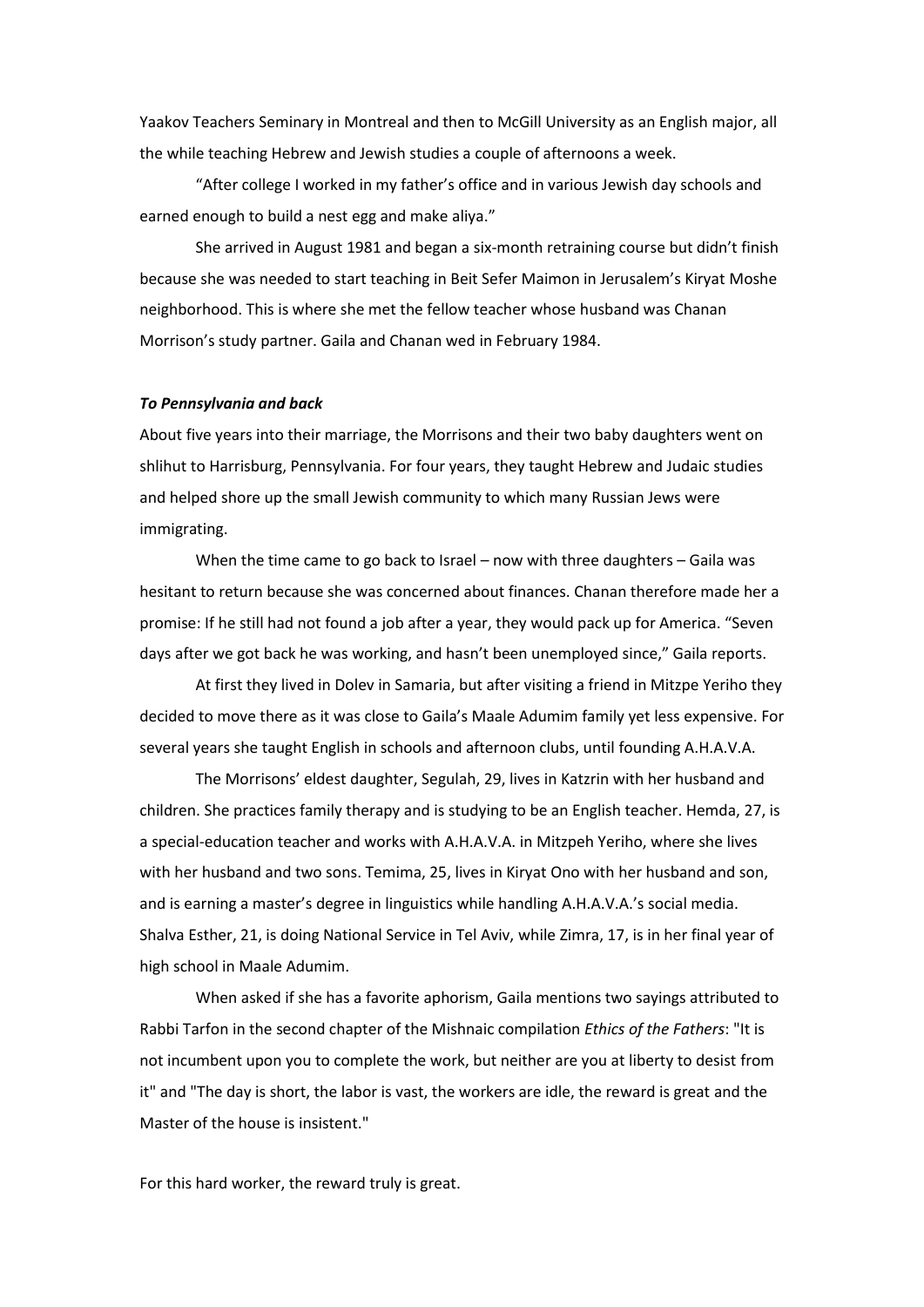Yaakov Teachers Seminary in Montreal and then to McGill University as an English major, all the while teaching Hebrew and Jewish studies a couple of afternoons a week.

"After college I worked in my father's office and in various Jewish day schools and earned enough to build a nest egg and make aliya."

She arrived in August 1981 and began a six-month retraining course but didn't finish because she was needed to start teaching in Beit Sefer Maimon in Jerusalem's Kiryat Moshe neighborhood. This is where she met the fellow teacher whose husband was Chanan Morrison's study partner. Gaila and Chanan wed in February 1984.

***To Pennsylvania and back***

About five years into their marriage, the Morrisons and their two baby daughters went on shlihut to Harrisburg, Pennsylvania. For four years, they taught Hebrew and Judaic studies and helped shore up the small Jewish community to which many Russian Jews were immigrating.

When the time came to go back to Israel – now with three daughters – Gaila was hesitant to return because she was concerned about finances. Chanan therefore made her a promise: If he still had not found a job after a year, they would pack up for America. "Seven days after we got back he was working, and hasn't been unemployed since," Gaila reports.

At first they lived in Dolev in Samaria, but after visiting a friend in Mitzpe Yeriho they decided to move there as it was close to Gaila's Maale Adumim family yet less expensive. For several years she taught English in schools and afternoon clubs, until founding A.H.A.V.A.

The Morrisons' eldest daughter, Segulah, 29, lives in Katzrin with her husband and children. She practices family therapy and is studying to be an English teacher. Hemda, 27, is a special-education teacher and works with A.H.A.V.A. in Mitzpeh Yeriho, where she lives with her husband and two sons. Temima, 25, lives in Kiryat Ono with her husband and son, and is earning a master's degree in linguistics while handling A.H.A.V.A.'s social media. Shalva Esther, 21, is doing National Service in Tel Aviv, while Zimra, 17, is in her final year of high school in Maale Adumim.

When asked if she has a favorite aphorism, Gaila mentions two sayings attributed to Rabbi Tarfon in the second chapter of the Mishnaic compilation *Ethics of the Fathers*: "It is not incumbent upon you to complete the work, but neither are you at liberty to desist from it" and "The day is short, the labor is vast, the workers are idle, the reward is great and the Master of the house is insistent."

For this hard worker, the reward truly is great.